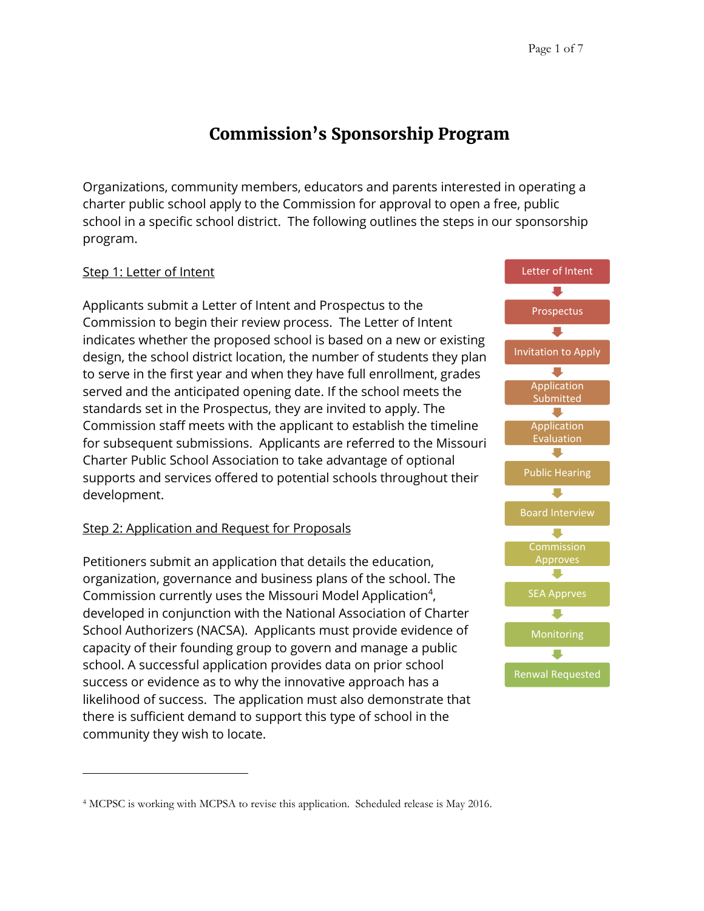# Commission's Sponsorship Program

Organizations, community members, educators and parents interested in operating a charter public school apply to the Commission for approval to open a free, public school in a specific school district. The following outlines the steps in our sponsorship program.

Letter of Intent → Prospectus → Invitation to Apply → Application Submitted → Application Evaluation → Public Hearing → Board Interview → Commission Approves → SEA Apprves → Monitoring → Renwal Requested

## Step 1: Letter of Intent

Applicants submit a Letter of Intent and Prospectus to the Commission to begin their review process. The Letter of Intent indicates whether the proposed school is based on a new or existing design, the school district location, the number of students they plan to serve in the first year and when they have full enrollment, grades served and the anticipated opening date. If the school meets the standards set in the Prospectus, they are invited to apply. The Commission staff meets with the applicant to establish the timeline for subsequent submissions. Applicants are referred to the Missouri Charter Public School Association to take advantage of optional supports and services offered to potential schools throughout their development.

## Step 2: Application and Request for Proposals

Petitioners submit an application that details the education, organization, governance and business plans of the school. The Commission currently uses the Missouri Model Application[4], developed in conjunction with the National Association of Charter School Authorizers (NACSA). Applicants must provide evidence of capacity of their founding group to govern and manage a public school. A successful application provides data on prior school success or evidence as to why the innovative approach has a likelihood of success. The application must also demonstrate that there is sufficient demand to support this type of school in the community they wish to locate.

---

[4] MCPSC is working with MCPSA to revise this application. Scheduled release is May 2016.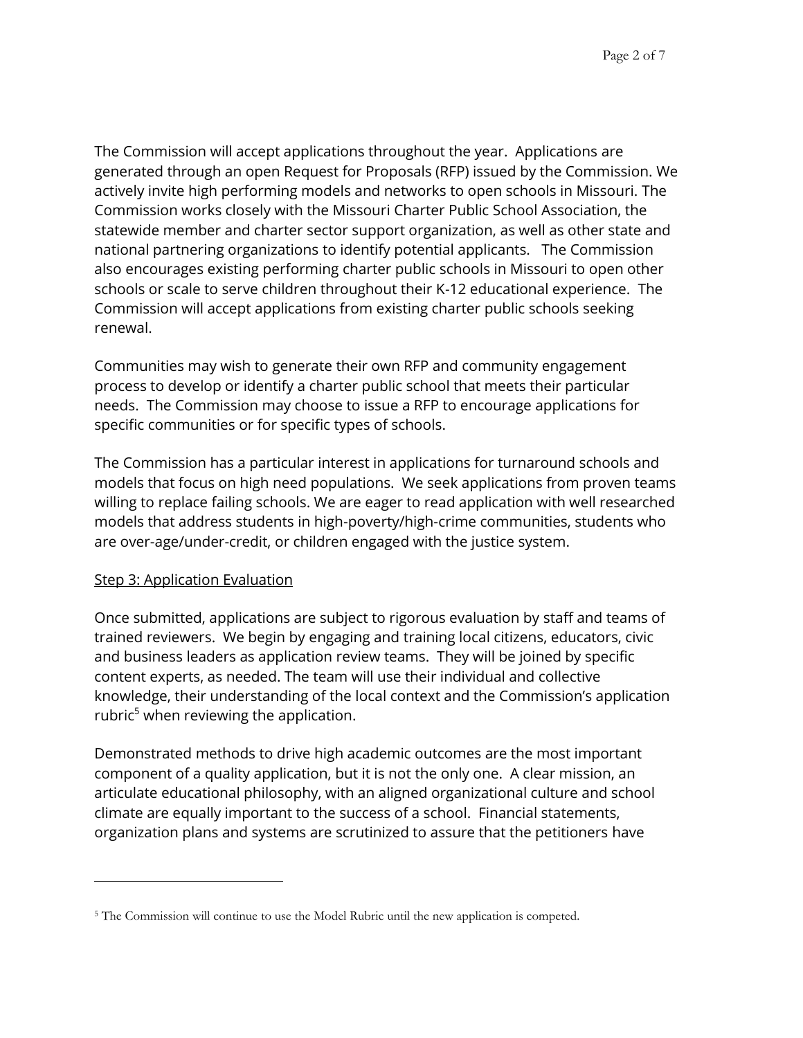The Commission will accept applications throughout the year. Applications are generated through an open Request for Proposals (RFP) issued by the Commission. We actively invite high performing models and networks to open schools in Missouri. The Commission works closely with the Missouri Charter Public School Association, the statewide member and charter sector support organization, as well as other state and national partnering organizations to identify potential applicants. The Commission also encourages existing performing charter public schools in Missouri to open other schools or scale to serve children throughout their K-12 educational experience. The Commission will accept applications from existing charter public schools seeking renewal.

Communities may wish to generate their own RFP and community engagement process to develop or identify a charter public school that meets their particular needs. The Commission may choose to issue a RFP to encourage applications for specific communities or for specific types of schools.

The Commission has a particular interest in applications for turnaround schools and models that focus on high need populations. We seek applications from proven teams willing to replace failing schools. We are eager to read application with well researched models that address students in high-poverty/high-crime communities, students who are over-age/under-credit, or children engaged with the justice system.

<u>Step 3: Application Evaluation</u>

Once submitted, applications are subject to rigorous evaluation by staff and teams of trained reviewers. We begin by engaging and training local citizens, educators, civic and business leaders as application review teams. They will be joined by specific content experts, as needed. The team will use their individual and collective knowledge, their understanding of the local context and the Commission's application rubric[5] when reviewing the application.

Demonstrated methods to drive high academic outcomes are the most important component of a quality application, but it is not the only one. A clear mission, an articulate educational philosophy, with an aligned organizational culture and school climate are equally important to the success of a school. Financial statements, organization plans and systems are scrutinized to assure that the petitioners have

---

[5] The Commission will continue to use the Model Rubric until the new application is competed.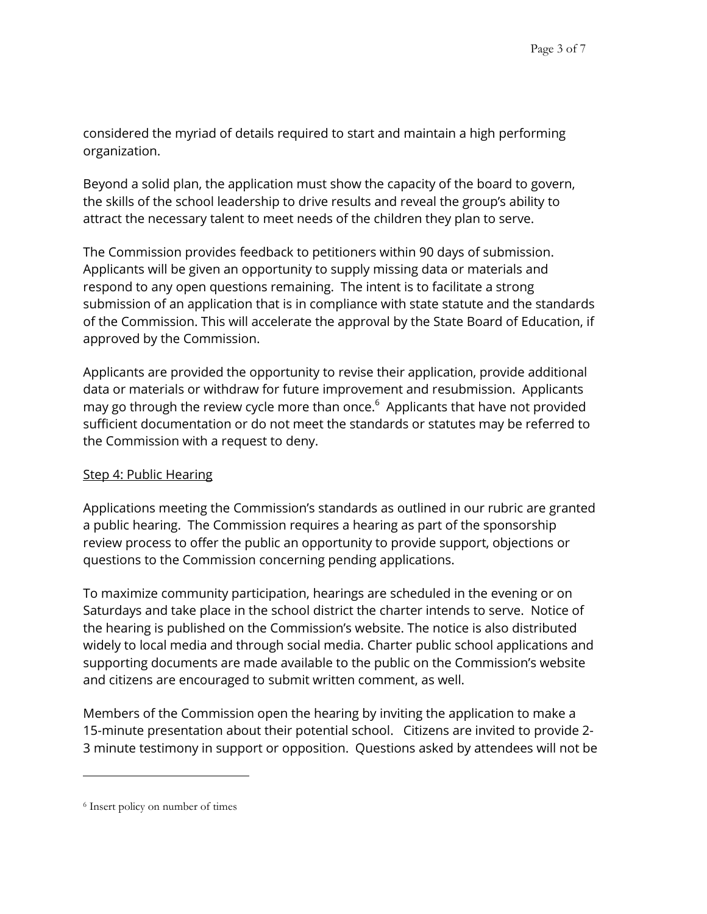considered the myriad of details required to start and maintain a high performing organization.

Beyond a solid plan, the application must show the capacity of the board to govern, the skills of the school leadership to drive results and reveal the group's ability to attract the necessary talent to meet needs of the children they plan to serve.

The Commission provides feedback to petitioners within 90 days of submission. Applicants will be given an opportunity to supply missing data or materials and respond to any open questions remaining. The intent is to facilitate a strong submission of an application that is in compliance with state statute and the standards of the Commission. This will accelerate the approval by the State Board of Education, if approved by the Commission.

Applicants are provided the opportunity to revise their application, provide additional data or materials or withdraw for future improvement and resubmission. Applicants may go through the review cycle more than once.[6] Applicants that have not provided sufficient documentation or do not meet the standards or statutes may be referred to the Commission with a request to deny.

<u>Step 4: Public Hearing</u>

Applications meeting the Commission's standards as outlined in our rubric are granted a public hearing. The Commission requires a hearing as part of the sponsorship review process to offer the public an opportunity to provide support, objections or questions to the Commission concerning pending applications.

To maximize community participation, hearings are scheduled in the evening or on Saturdays and take place in the school district the charter intends to serve. Notice of the hearing is published on the Commission's website. The notice is also distributed widely to local media and through social media. Charter public school applications and supporting documents are made available to the public on the Commission's website and citizens are encouraged to submit written comment, as well.

Members of the Commission open the hearing by inviting the application to make a 15-minute presentation about their potential school. Citizens are invited to provide 2-3 minute testimony in support or opposition. Questions asked by attendees will not be

---

[6] Insert policy on number of times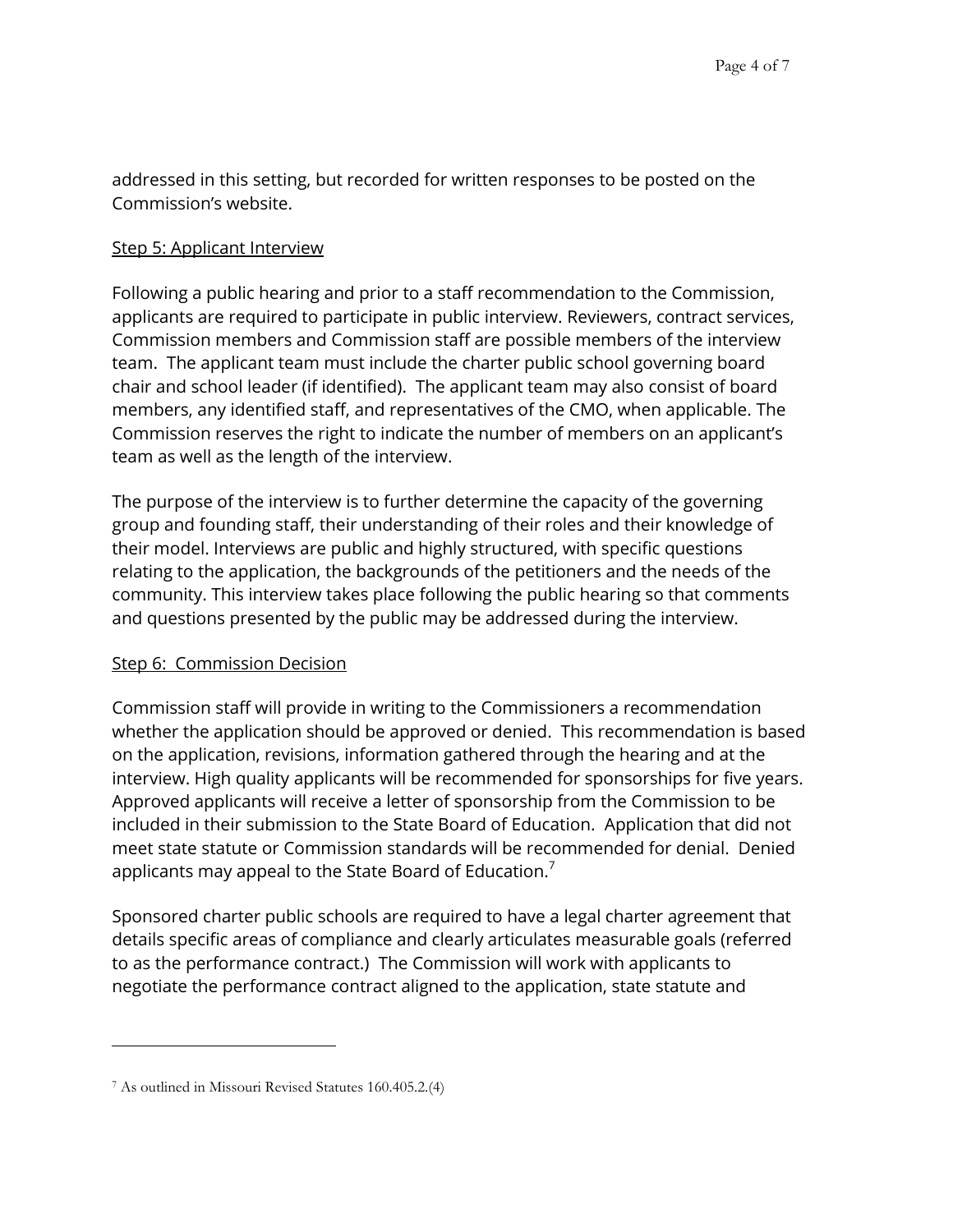addressed in this setting, but recorded for written responses to be posted on the Commission's website.

Step 5: Applicant Interview

Following a public hearing and prior to a staff recommendation to the Commission, applicants are required to participate in public interview. Reviewers, contract services, Commission members and Commission staff are possible members of the interview team. The applicant team must include the charter public school governing board chair and school leader (if identified). The applicant team may also consist of board members, any identified staff, and representatives of the CMO, when applicable. The Commission reserves the right to indicate the number of members on an applicant's team as well as the length of the interview.

The purpose of the interview is to further determine the capacity of the governing group and founding staff, their understanding of their roles and their knowledge of their model. Interviews are public and highly structured, with specific questions relating to the application, the backgrounds of the petitioners and the needs of the community. This interview takes place following the public hearing so that comments and questions presented by the public may be addressed during the interview.

Step 6: Commission Decision

Commission staff will provide in writing to the Commissioners a recommendation whether the application should be approved or denied. This recommendation is based on the application, revisions, information gathered through the hearing and at the interview. High quality applicants will be recommended for sponsorships for five years. Approved applicants will receive a letter of sponsorship from the Commission to be included in their submission to the State Board of Education. Application that did not meet state statute or Commission standards will be recommended for denial. Denied applicants may appeal to the State Board of Education.[7]

Sponsored charter public schools are required to have a legal charter agreement that details specific areas of compliance and clearly articulates measurable goals (referred to as the performance contract.) The Commission will work with applicants to negotiate the performance contract aligned to the application, state statute and

---

[7] As outlined in Missouri Revised Statutes 160.405.2.(4)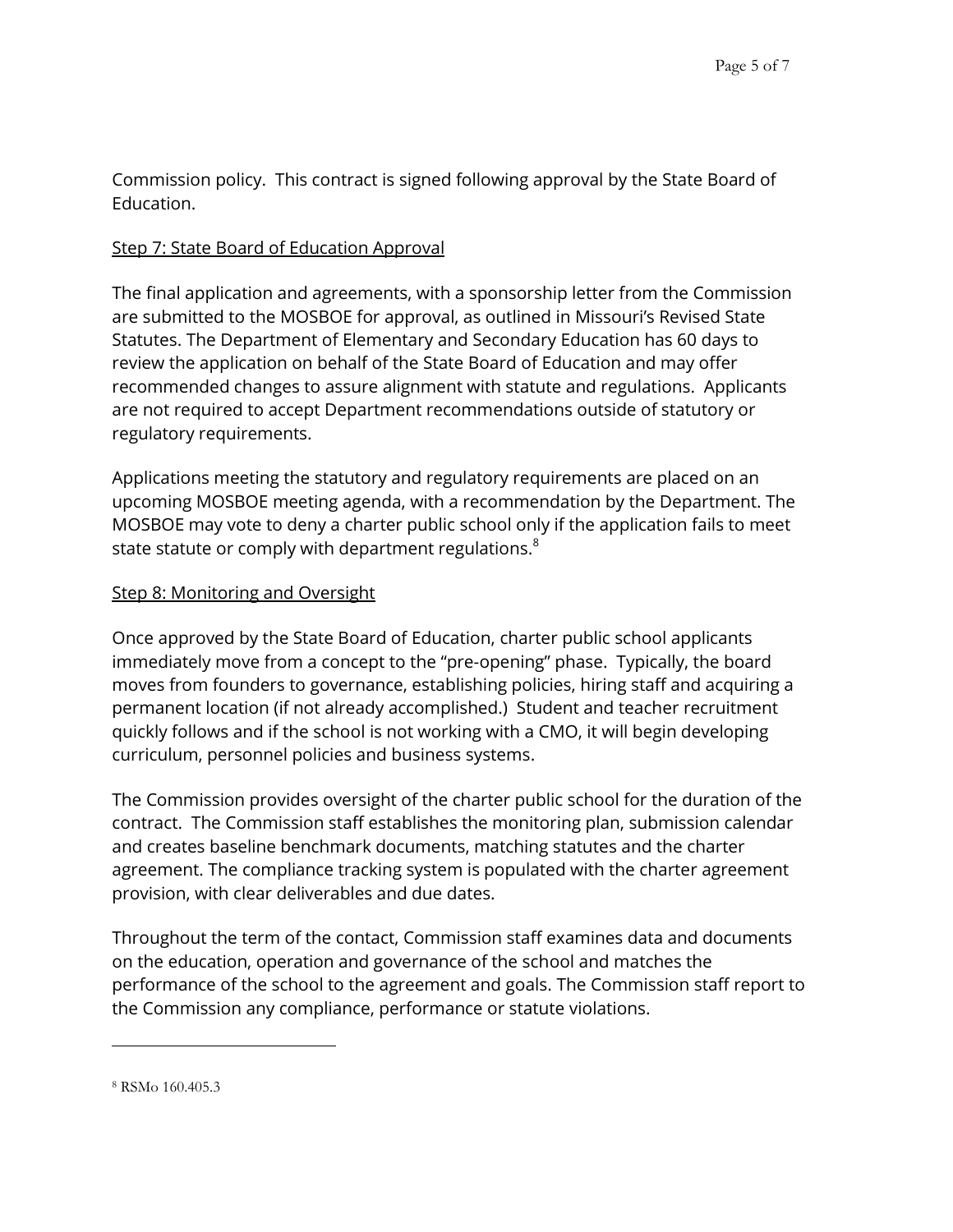Commission policy.  This contract is signed following approval by the State Board of Education.

<u>Step 7: State Board of Education Approval</u>

The final application and agreements, with a sponsorship letter from the Commission are submitted to the MOSBOE for approval, as outlined in Missouri's Revised State Statutes. The Department of Elementary and Secondary Education has 60 days to review the application on behalf of the State Board of Education and may offer recommended changes to assure alignment with statute and regulations.  Applicants are not required to accept Department recommendations outside of statutory or regulatory requirements.

Applications meeting the statutory and regulatory requirements are placed on an upcoming MOSBOE meeting agenda, with a recommendation by the Department. The MOSBOE may vote to deny a charter public school only if the application fails to meet state statute or comply with department regulations.[8]

<u>Step 8: Monitoring and Oversight</u>

Once approved by the State Board of Education, charter public school applicants immediately move from a concept to the "pre-opening" phase.  Typically, the board moves from founders to governance, establishing policies, hiring staff and acquiring a permanent location (if not already accomplished.)  Student and teacher recruitment quickly follows and if the school is not working with a CMO, it will begin developing curriculum, personnel policies and business systems.

The Commission provides oversight of the charter public school for the duration of the contract.  The Commission staff establishes the monitoring plan, submission calendar and creates baseline benchmark documents, matching statutes and the charter agreement. The compliance tracking system is populated with the charter agreement provision, with clear deliverables and due dates.

Throughout the term of the contact, Commission staff examines data and documents on the education, operation and governance of the school and matches the performance of the school to the agreement and goals. The Commission staff report to the Commission any compliance, performance or statute violations.

---

[8] RSMo 160.405.3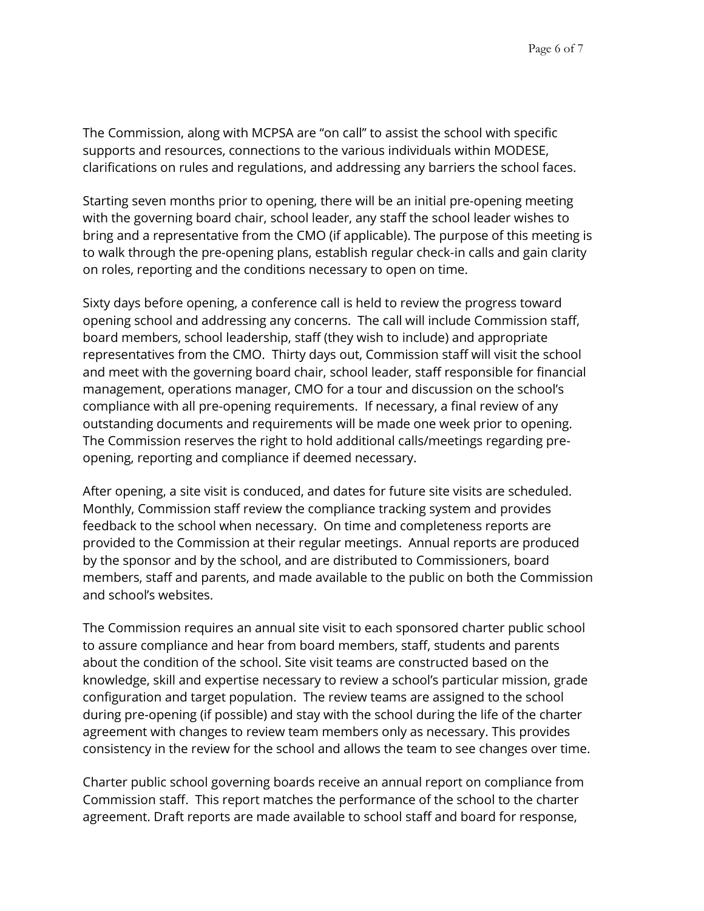The Commission, along with MCPSA are "on call" to assist the school with specific supports and resources, connections to the various individuals within MODESE, clarifications on rules and regulations, and addressing any barriers the school faces.

Starting seven months prior to opening, there will be an initial pre-opening meeting with the governing board chair, school leader, any staff the school leader wishes to bring and a representative from the CMO (if applicable). The purpose of this meeting is to walk through the pre-opening plans, establish regular check-in calls and gain clarity on roles, reporting and the conditions necessary to open on time.

Sixty days before opening, a conference call is held to review the progress toward opening school and addressing any concerns. The call will include Commission staff, board members, school leadership, staff (they wish to include) and appropriate representatives from the CMO. Thirty days out, Commission staff will visit the school and meet with the governing board chair, school leader, staff responsible for financial management, operations manager, CMO for a tour and discussion on the school's compliance with all pre-opening requirements. If necessary, a final review of any outstanding documents and requirements will be made one week prior to opening. The Commission reserves the right to hold additional calls/meetings regarding pre-opening, reporting and compliance if deemed necessary.

After opening, a site visit is conduced, and dates for future site visits are scheduled. Monthly, Commission staff review the compliance tracking system and provides feedback to the school when necessary. On time and completeness reports are provided to the Commission at their regular meetings. Annual reports are produced by the sponsor and by the school, and are distributed to Commissioners, board members, staff and parents, and made available to the public on both the Commission and school's websites.

The Commission requires an annual site visit to each sponsored charter public school to assure compliance and hear from board members, staff, students and parents about the condition of the school. Site visit teams are constructed based on the knowledge, skill and expertise necessary to review a school's particular mission, grade configuration and target population. The review teams are assigned to the school during pre-opening (if possible) and stay with the school during the life of the charter agreement with changes to review team members only as necessary. This provides consistency in the review for the school and allows the team to see changes over time.

Charter public school governing boards receive an annual report on compliance from Commission staff. This report matches the performance of the school to the charter agreement. Draft reports are made available to school staff and board for response,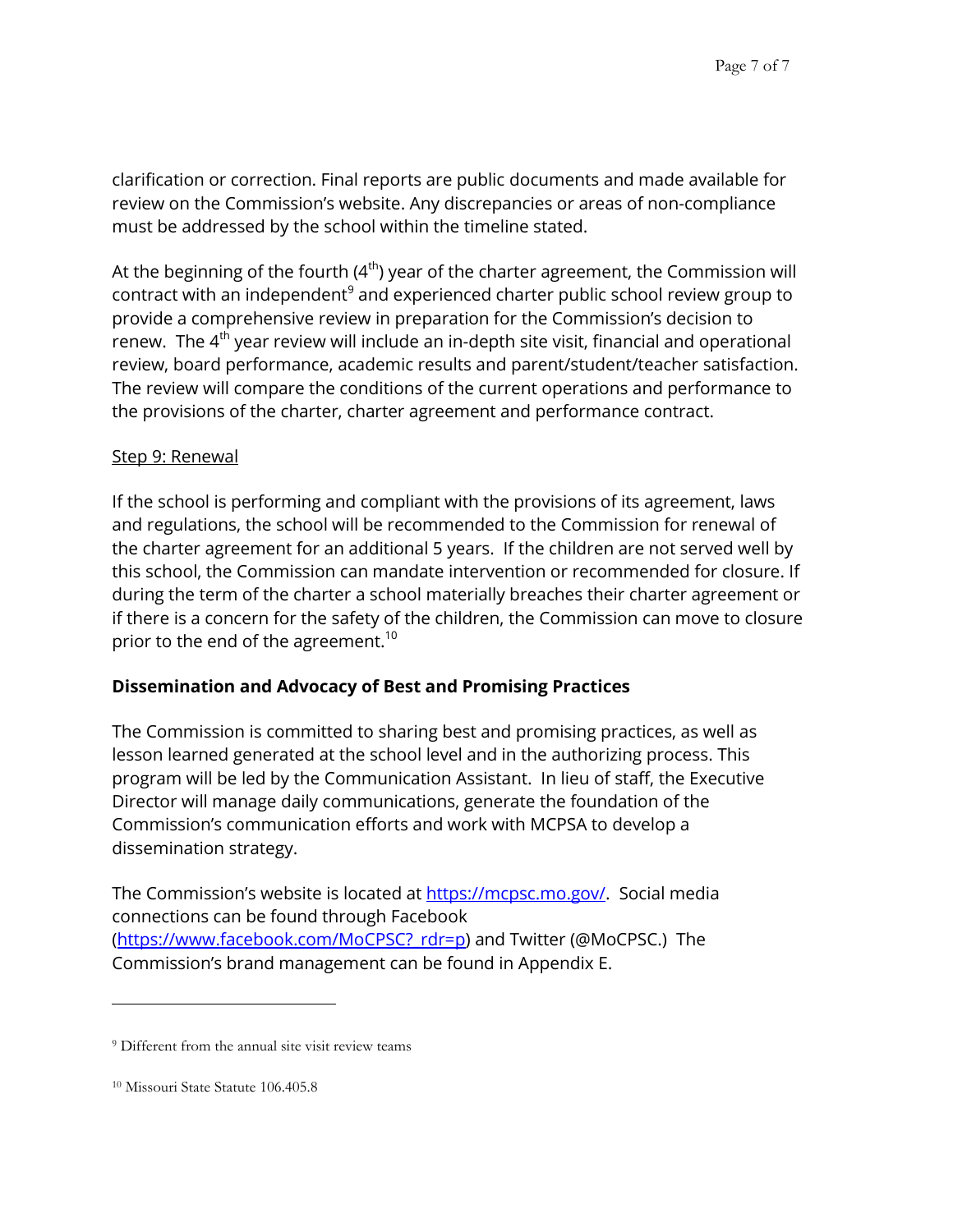clarification or correction. Final reports are public documents and made available for review on the Commission's website. Any discrepancies or areas of non-compliance must be addressed by the school within the timeline stated.

At the beginning of the fourth (4th) year of the charter agreement, the Commission will contract with an independent[9] and experienced charter public school review group to provide a comprehensive review in preparation for the Commission's decision to renew. The 4th year review will include an in-depth site visit, financial and operational review, board performance, academic results and parent/student/teacher satisfaction. The review will compare the conditions of the current operations and performance to the provisions of the charter, charter agreement and performance contract.

Step 9: Renewal

If the school is performing and compliant with the provisions of its agreement, laws and regulations, the school will be recommended to the Commission for renewal of the charter agreement for an additional 5 years. If the children are not served well by this school, the Commission can mandate intervention or recommended for closure. If during the term of the charter a school materially breaches their charter agreement or if there is a concern for the safety of the children, the Commission can move to closure prior to the end of the agreement.[10]

**Dissemination and Advocacy of Best and Promising Practices**

The Commission is committed to sharing best and promising practices, as well as lesson learned generated at the school level and in the authorizing process. This program will be led by the Communication Assistant. In lieu of staff, the Executive Director will manage daily communications, generate the foundation of the Commission's communication efforts and work with MCPSA to develop a dissemination strategy.

The Commission's website is located at https://mcpsc.mo.gov/. Social media connections can be found through Facebook (https://www.facebook.com/MoCPSC?_rdr=p) and Twitter (@MoCPSC.) The Commission's brand management can be found in Appendix E.

---

[9] Different from the annual site visit review teams

[10] Missouri State Statute 106.405.8